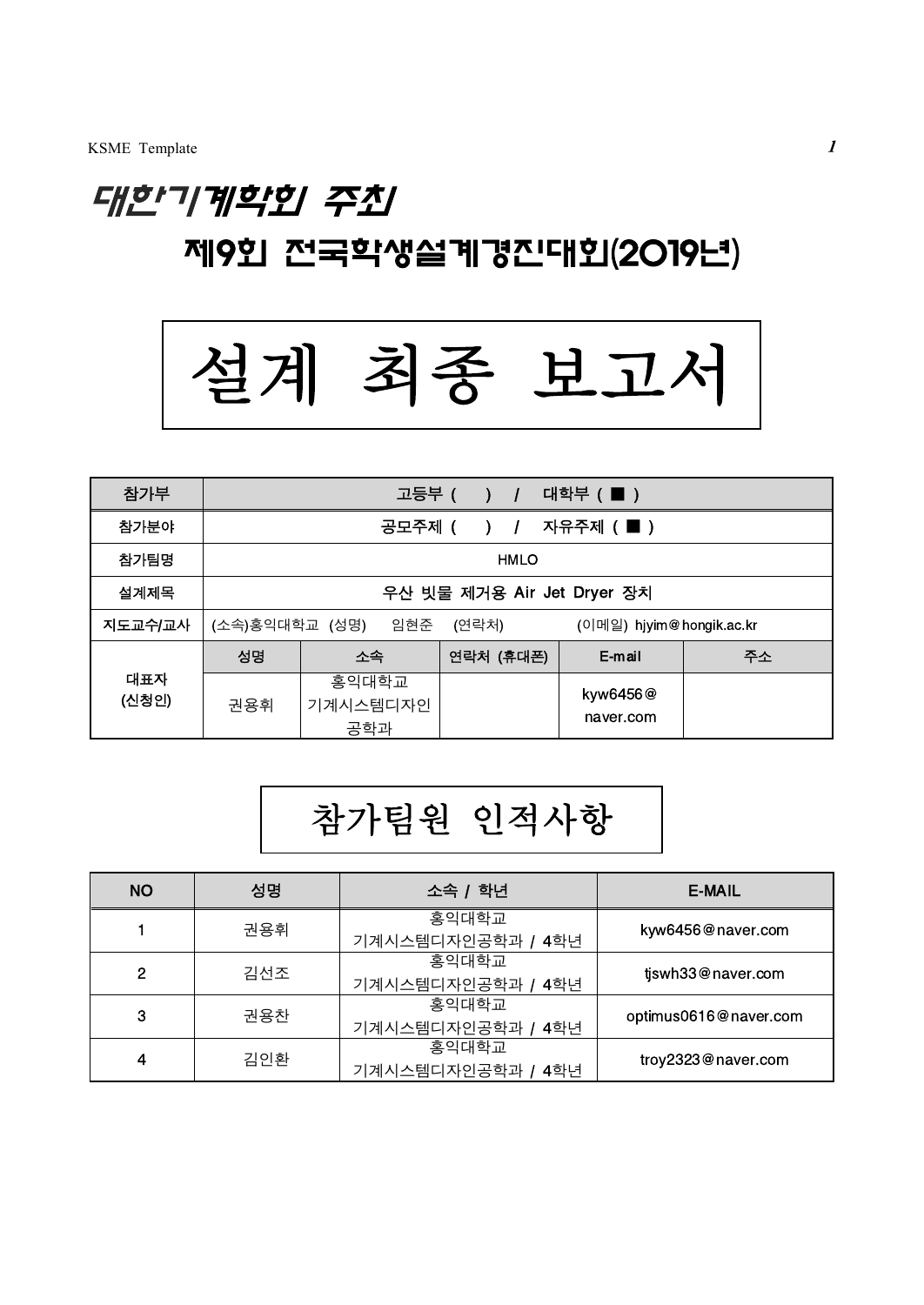# 대한기계학회 주최

# 제9회 전국학생설계경진대회(2019년)

# 설계 최종 보고서

| 참가부 | 고등부 ( ) / 대학부 ( ■ ) | | | | |
|---|---|---|---|---|---|
| 참가분야 | 공모주제 ( ) / 자유주제 ( ■ ) | | | | |
| 참가팀명 | HMLO | | | | |
| 설계제목 | 우산 빗물 제거용 Air Jet Dryer 장치 | | | | |
| 지도교수/교사 | (소속)홍익대학교 (성명) 임현준 (연락처) (이메일) hjyim@hongik.ac.kr | | | | |
| 대표자 (신청인) | 성명 | 소속 | 연락처 (휴대폰) | E-mail | 주소 |
| | 권용휘 | 홍익대학교 기계시스템디자인공학과 | | kyw6456@naver.com | |

# 참가팀원 인적사항

| NO | 성명 | 소속 / 학년 | E-MAIL |
|---|---|---|---|
| 1 | 권용휘 | 홍익대학교 기계시스템디자인공학과 / 4학년 | kyw6456@naver.com |
| 2 | 김선조 | 홍익대학교 기계시스템디자인공학과 / 4학년 | tjswh33@naver.com |
| 3 | 권용찬 | 홍익대학교 기계시스템디자인공학과 / 4학년 | optimus0616@naver.com |
| 4 | 김인환 | 홍익대학교 기계시스템디자인공학과 / 4학년 | troy2323@naver.com |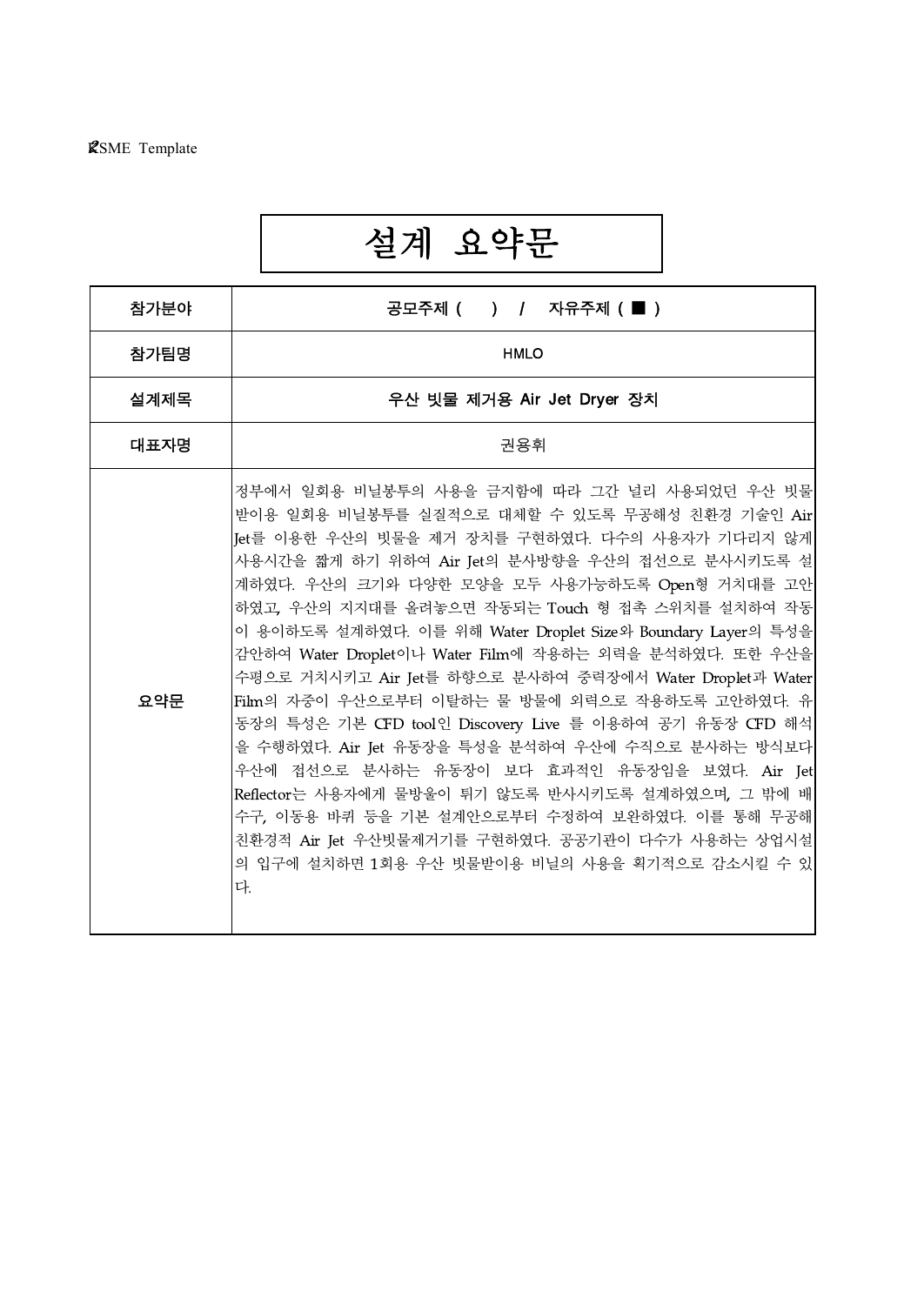KSME Template

# 설계 요약문

| 참가분야 | 공모주제 (   )  /  자유주제 ( ■ ) |
| --- | --- |
| 참가팀명 | HMLO |
| 설계제목 | 우산 빗물 제거용 Air Jet Dryer 장치 |
| 대표자명 | 권용휘 |
| 요약문 | 정부에서 일회용 비닐봉투의 사용을 금지함에 따라 그간 널리 사용되었던 우산 빗물받이용 일회용 비닐봉투를 실질적으로 대체할 수 있도록 무공해성 친환경 기술인 Air Jet를 이용한 우산의 빗물을 제거 장치를 구현하였다. 다수의 사용자가 기다리지 않게 사용시간을 짧게 하기 위하여 Air Jet의 분사방향을 우산의 접선으로 분사시키도록 설계하였다. 우산의 크기와 다양한 모양을 모두 사용가능하도록 Open형 거치대를 고안하였고, 우산의 지지대를 올려놓으면 작동되는 Touch 형 접촉 스위치를 설치하여 작동이 용이하도록 설계하였다. 이를 위해 Water Droplet Size와 Boundary Layer의 특성을 감안하여 Water Droplet이나 Water Film에 작용하는 외력을 분석하였다. 또한 우산을 수평으로 거치시키고 Air Jet를 하향으로 분사하여 중력장에서 Water Droplet과 Water Film의 자중이 우산으로부터 이탈하는 물 방울에 외력으로 작용하도록 고안하였다. 유동장의 특성은 기본 CFD tool인 Discovery Live 를 이용하여 공기 유동장 CFD 해석을 수행하였다. Air Jet 유동장을 특성을 분석하여 우산에 수직으로 분사하는 방식보다 우산에 접선으로 분사하는 유동장이 보다 효과적인 유동장임을 보였다. Air Jet Reflector는 사용자에게 물방울이 튀기 않도록 반사시키도록 설계하였으며, 그 밖에 배수구, 이동용 바퀴 등을 기본 설계안으로부터 수정하여 보완하였다. 이를 통해 무공해 친환경적 Air Jet 우산빗물제거기를 구현하였다. 공공기관이 다수가 사용하는 상업시설의 입구에 설치하면 1회용 우산 빗물받이용 비닐의 사용을 획기적으로 감소시킬 수 있다. |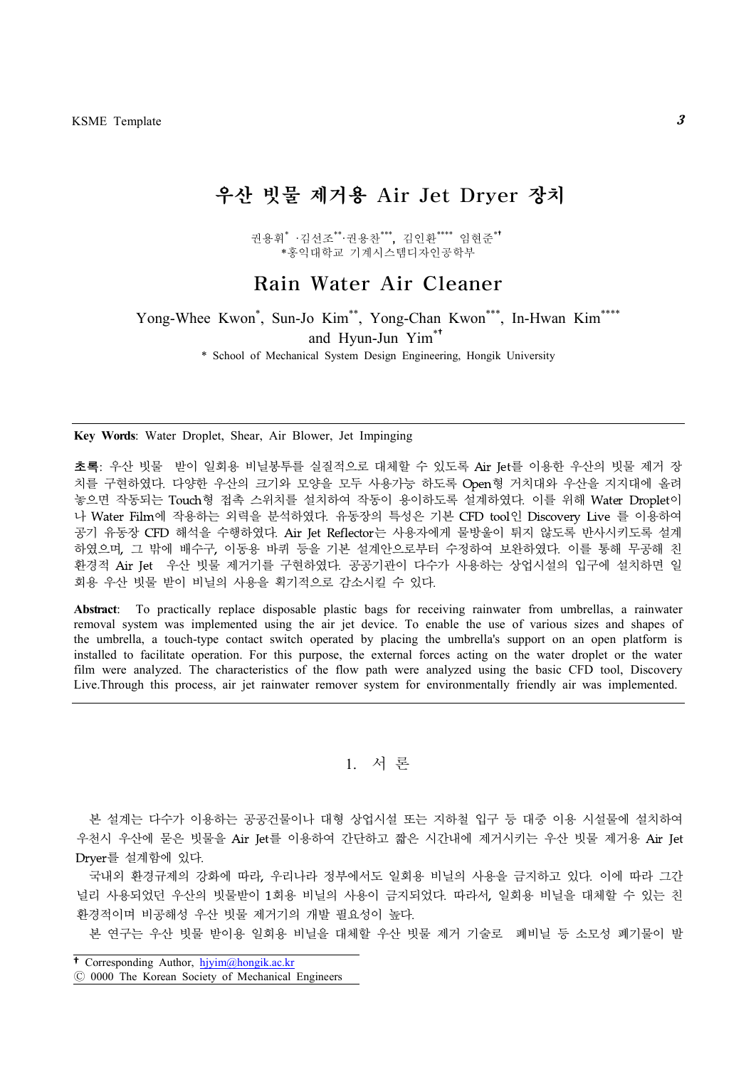# 우산 빗물 제거용 Air Jet Dryer 장치

권용휘* ·김선조**·권용찬***, 김인환**** 임현준*†

*홍익대학교 기계시스템디자인공학부

# Rain Water Air Cleaner

Yong-Whee Kwon*, Sun-Jo Kim**, Yong-Chan Kwon***, In-Hwan Kim****
and Hyun-Jun Yim*†

\* School of Mechanical System Design Engineering, Hongik University

---

**Key Words**: Water Droplet, Shear, Air Blower, Jet Impinging

**초록**: 우산 빗물 받이 일회용 비닐봉투를 실질적으로 대체할 수 있도록 Air Jet를 이용한 우산의 빗물 제거 장치를 구현하였다. 다양한 우산의 크기와 모양을 모두 사용가능 하도록 Open형 거치대와 우산을 지지대에 올려놓으면 작동되는 Touch형 접촉 스위치를 설치하여 작동이 용이하도록 설계하였다. 이를 위해 Water Droplet이나 Water Film에 작용하는 외력을 분석하였다. 유동장의 특성은 기본 CFD tool인 Discovery Live 를 이용하여 공기 유동장 CFD 해석을 수행하였다. Air Jet Reflector는 사용자에게 물방울이 튀지 않도록 반사시키도록 설계하였으며, 그 밖에 배수구, 이동용 바퀴 등을 기본 설계안으로부터 수정하여 보완하였다. 이를 통해 무공해 친환경적 Air Jet 우산 빗물 제거기를 구현하였다. 공공기관이 다수가 사용하는 상업시설의 입구에 설치하면 일회용 우산 빗물 받이 비닐의 사용을 획기적으로 감소시킬 수 있다.

**Abstract**: To practically replace disposable plastic bags for receiving rainwater from umbrellas, a rainwater removal system was implemented using the air jet device. To enable the use of various sizes and shapes of the umbrella, a touch-type contact switch operated by placing the umbrella's support on an open platform is installed to facilitate operation. For this purpose, the external forces acting on the water droplet or the water film were analyzed. The characteristics of the flow path were analyzed using the basic CFD tool, Discovery Live.Through this process, air jet rainwater remover system for environmentally friendly air was implemented.

---

## 1. 서 론

본 설계는 다수가 이용하는 공공건물이나 대형 상업시설 또는 지하철 입구 등 대중 이용 시설물에 설치하여 우천시 우산에 묻은 빗물을 Air Jet를 이용하여 간단하고 짧은 시간내에 제거시키는 우산 빗물 제거용 Air Jet Dryer를 설계함에 있다.

국내외 환경규제의 강화에 따라, 우리나라 정부에서도 일회용 비닐의 사용을 금지하고 있다. 이에 따라 그간 널리 사용되었던 우산의 빗물받이 1회용 비닐의 사용이 금지되었다. 따라서, 일회용 비닐을 대체할 수 있는 친환경적이며 비공해성 우산 빗물 제거기의 개발 필요성이 높다.

본 연구는 우산 빗물 받이용 일회용 비닐을 대체할 우산 빗물 제거 기술로 폐비닐 등 소모성 폐기물이 발

---

† Corresponding Author, hjyim@hongik.ac.kr

Ⓒ 0000 The Korean Society of Mechanical Engineers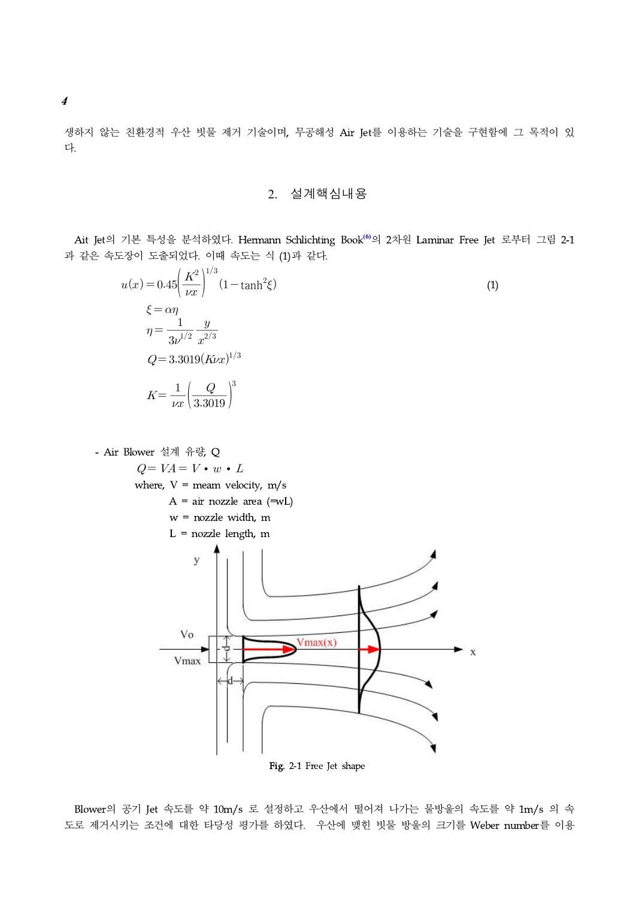생하지 않는 친환경적 우산 빗물 제거 기술이며, 무공해성 Air Jet를 이용하는 기술을 구현함에 그 목적이 있다.

## 2. 설계핵심내용

Ait Jet의 기본 특성을 분석하였다. Hermann Schlichting Book[6]의 2차원 Laminar Free Jet 로부터 그림 2-1과 같은 속도장이 도출되었다. 이때 속도는 식 (1)과 같다.

$$u(x) = 0.45\left(\frac{K^2}{\nu x}\right)^{1/3}(1-\tanh^2\xi) \tag{1}$$

$$\xi = \alpha\eta$$

$$\eta = \frac{1}{3\nu^{1/2}}\frac{y}{x^{2/3}}$$

$$Q = 3.3019(K\nu x)^{1/3}$$

$$K = \frac{1}{\nu x}\left(\frac{Q}{3.3019}\right)^3$$

- Air Blower 설계 유량, Q

$$Q = VA = V \cdot w \cdot L$$

where, V = meam velocity, m/s
A = air nozzle area (=wL)
w = nozzle width, m
L = nozzle length, m

Fig. 2-1 Free Jet shape

Blower의 공기 Jet 속도를 약 10m/s 로 설정하고 우산에서 떨어져 나가는 물방울의 속도를 약 1m/s 의 속도로 제거시키는 조건에 대한 타당성 평가를 하였다. 우산에 맺힌 빗물 방울의 크기를 Weber number를 이용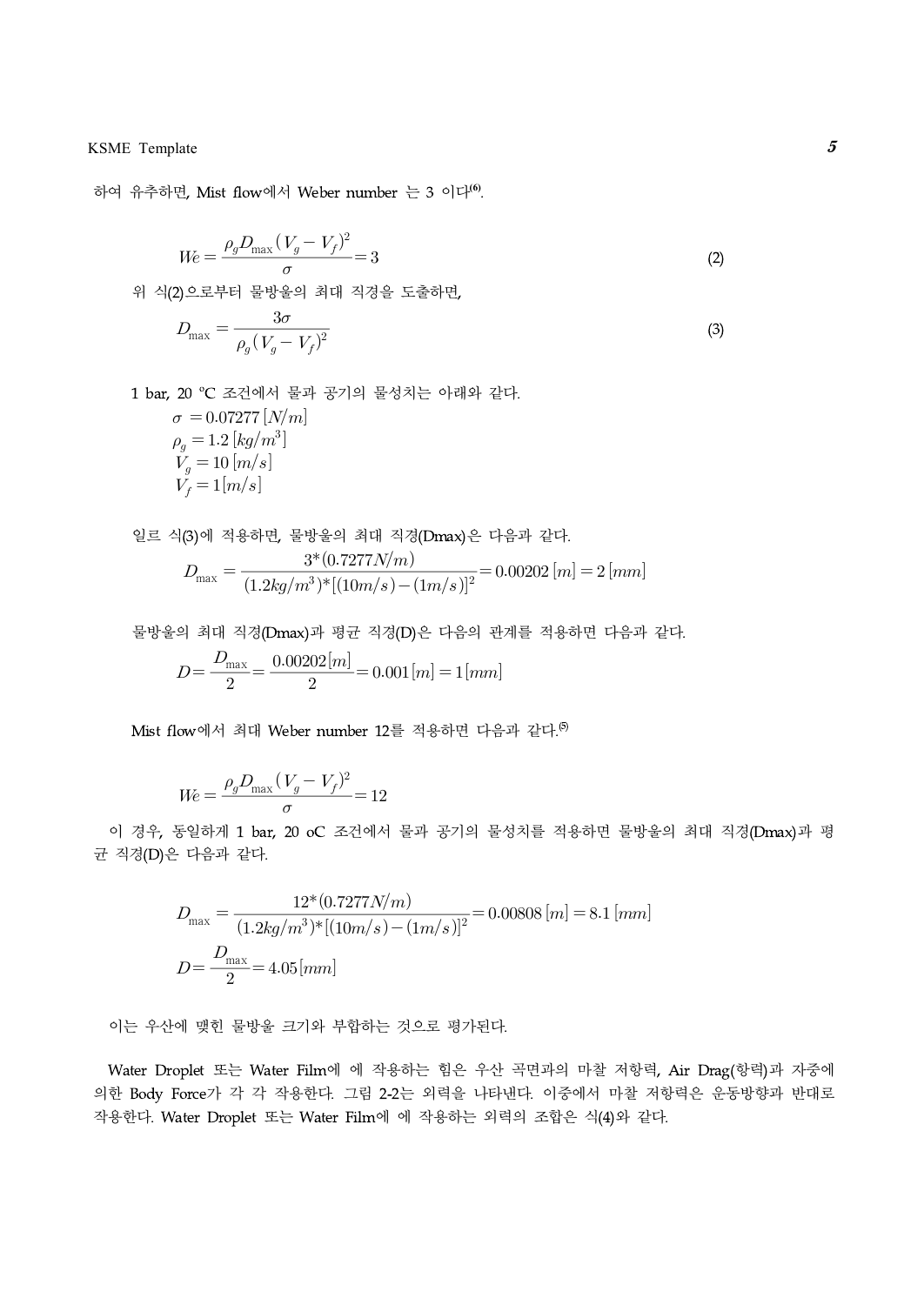하여 유추하면, Mist flow에서 Weber number 는 3 이다[6].

$$We = \frac{\rho_g D_{\max}(V_g - V_f)^2}{\sigma} = 3 \tag{2}$$

위 식(2)으로부터 물방울의 최대 직경을 도출하면,

$$D_{\max} = \frac{3\sigma}{\rho_g (V_g - V_f)^2} \tag{3}$$

1 bar, 20 ℃ 조건에서 물과 공기의 물성치는 아래와 같다.

$\sigma = 0.07277\,[N/m]$
$\rho_g = 1.2\,[kg/m^3]$
$V_g = 10\,[m/s]$
$V_f = 1[m/s]$

일르 식(3)에 적용하면, 물방울의 최대 직경(Dmax)은 다음과 같다.

$$D_{\max} = \frac{3^*(0.7277N/m)}{(1.2kg/m^3)^*[(10m/s)-(1m/s)]^2} = 0.00202\,[m] = 2\,[mm]$$

물방울의 최대 직경(Dmax)과 평균 직경(D)은 다음의 관계를 적용하면 다음과 같다.

$$D = \frac{D_{\max}}{2} = \frac{0.00202[m]}{2} = 0.001\,[m] = 1[mm]$$

Mist flow에서 최대 Weber number 12를 적용하면 다음과 같다.[5]

$$We = \frac{\rho_g D_{\max}(V_g - V_f)^2}{\sigma} = 12$$

이 경우, 동일하게 1 bar, 20 oC 조건에서 물과 공기의 물성치를 적용하면 물방울의 최대 직경(Dmax)과 평균 직경(D)은 다음과 같다.

$$D_{\max} = \frac{12^*(0.7277N/m)}{(1.2kg/m^3)^*[(10m/s)-(1m/s)]^2} = 0.00808\,[m] = 8.1\,[mm]$$

$$D = \frac{D_{\max}}{2} = 4.05\,[mm]$$

이는 우산에 맺힌 물방울 크기와 부합하는 것으로 평가된다.

Water Droplet 또는 Water Film에 에 작용하는 힘은 우산 곡면과의 마찰 저항력, Air Drag(항력)과 자중에 의한 Body Force가 각 각 작용한다. 그림 2-2는 외력을 나타낸다. 이중에서 마찰 저항력은 운동방향과 반대로 작용한다. Water Droplet 또는 Water Film에 에 작용하는 외력의 조합은 식(4)와 같다.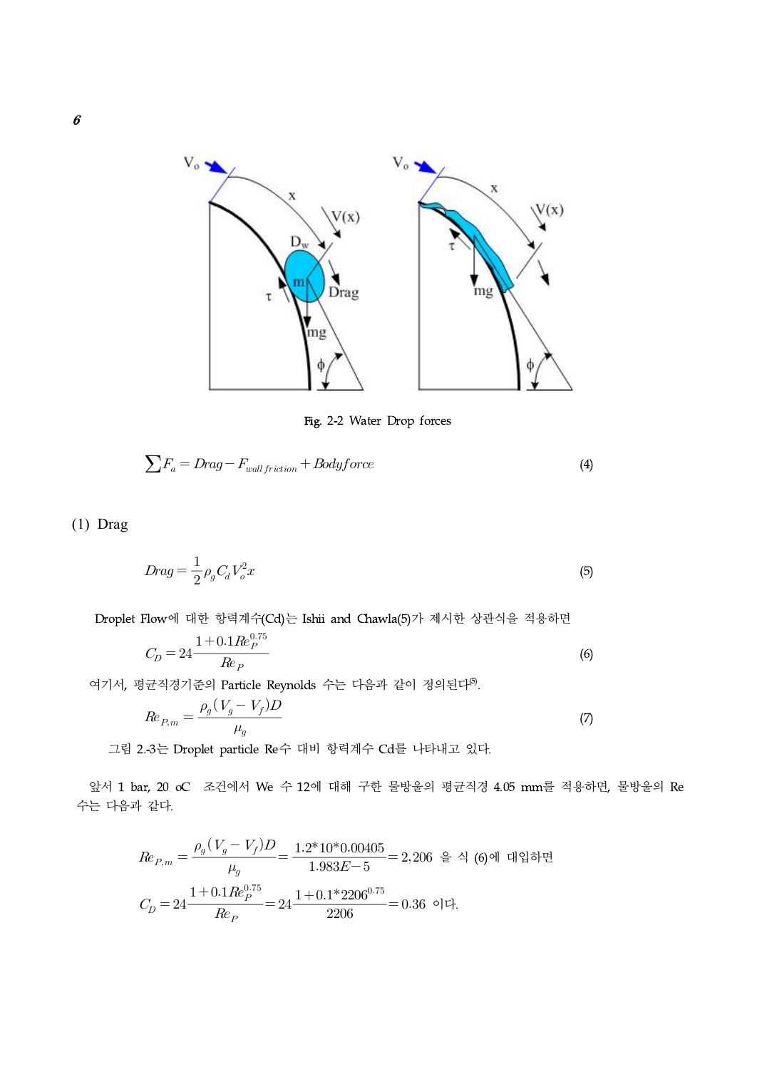Fig. 2-2 Water Drop forces

$$\sum F_a = Drag - F_{wall\,friction} + Bodyforce \tag{4}$$

(1) Drag

$$Drag = \frac{1}{2}\rho_g C_d V_o^2 x \tag{5}$$

Droplet Flow에 대한 항력계수(Cd)는 Ishii and Chawla(5)가 제시한 상관식을 적용하면

$$C_D = 24\frac{1+0.1Re_P^{0.75}}{Re_P} \tag{6}$$

여기서, 평균직경기준의 Particle Reynolds 수는 다음과 같이 정의된다[5].

$$Re_{P,m} = \frac{\rho_g (V_g - V_f) D}{\mu_g} \tag{7}$$

그림 2-3는 Droplet particle Re수 대비 항력계수 Cd를 나타내고 있다.

앞서 1 bar, 20 oC 조건에서 We 수 12에 대해 구한 물방울의 평균직경 4.05 mm를 적용하면, 물방울의 Re 수는 다음과 같다.

$$Re_{P,m} = \frac{\rho_g (V_g - V_f) D}{\mu_g} = \frac{1.2*10*0.00405}{1.983E-5} = 2,206$$ 을 식 (6)에 대입하면

$$C_D = 24\frac{1+0.1Re_P^{0.75}}{Re_P} = 24\frac{1+0.1*2206^{0.75}}{2206} = 0.36$$ 이다.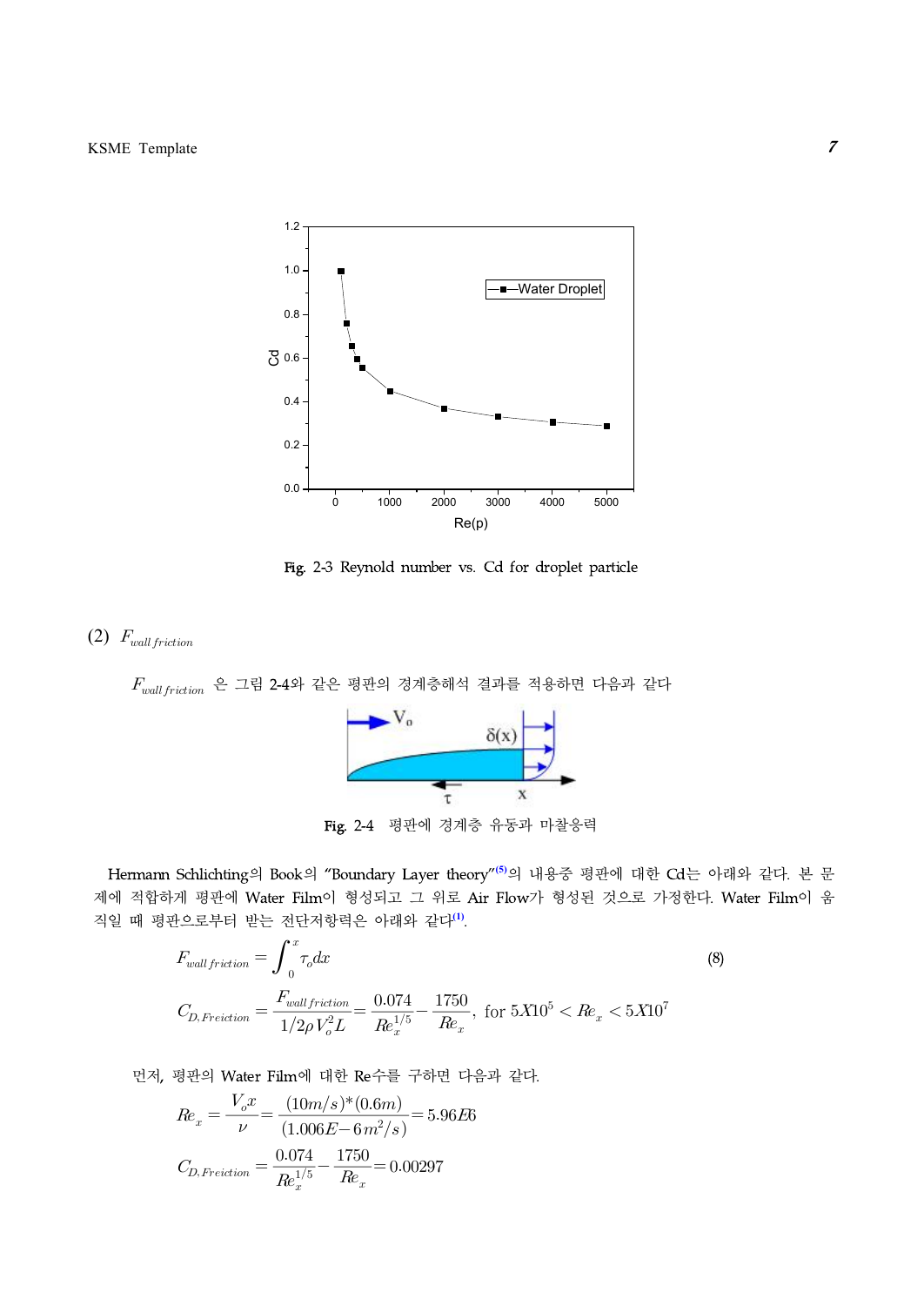Fig. 2-3 Reynold number vs. Cd for droplet particle

(2) $F_{wall\,friction}$

$F_{wall\,friction}$ 은 그림 2-4와 같은 평판의 경계층해석 결과를 적용하면 다음과 같다

Fig. 2-4 평판에 경계층 유동과 마찰응력

Hermann Schlichting의 Book의 "Boundary Layer theory"[5]의 내용중 평판에 대한 Cd는 아래와 같다. 본 문제에 적합하게 평판에 Water Film이 형성되고 그 위로 Air Flow가 형성된 것으로 가정한다. Water Film이 움직일 때 평판으로부터 받는 전단저항력은 아래와 같다[1].

$$F_{wall\,friction} = \int_0^x \tau_o dx \tag{8}$$

$$C_{D,Freiction} = \frac{F_{wall\,friction}}{1/2\rho V_o^2 L} = \frac{0.074}{Re_x^{1/5}} - \frac{1750}{Re_x},\ \text{for } 5X10^5 < Re_x < 5X10^7$$

먼저, 평판의 Water Film에 대한 Re수를 구하면 다음과 같다.

$$Re_x = \frac{V_o x}{\nu} = \frac{(10m/s)*(0.6m)}{(1.006E-6\,m^2/s)} = 5.96E6$$

$$C_{D,Freiction} = \frac{0.074}{Re_x^{1/5}} - \frac{1750}{Re_x} = 0.00297$$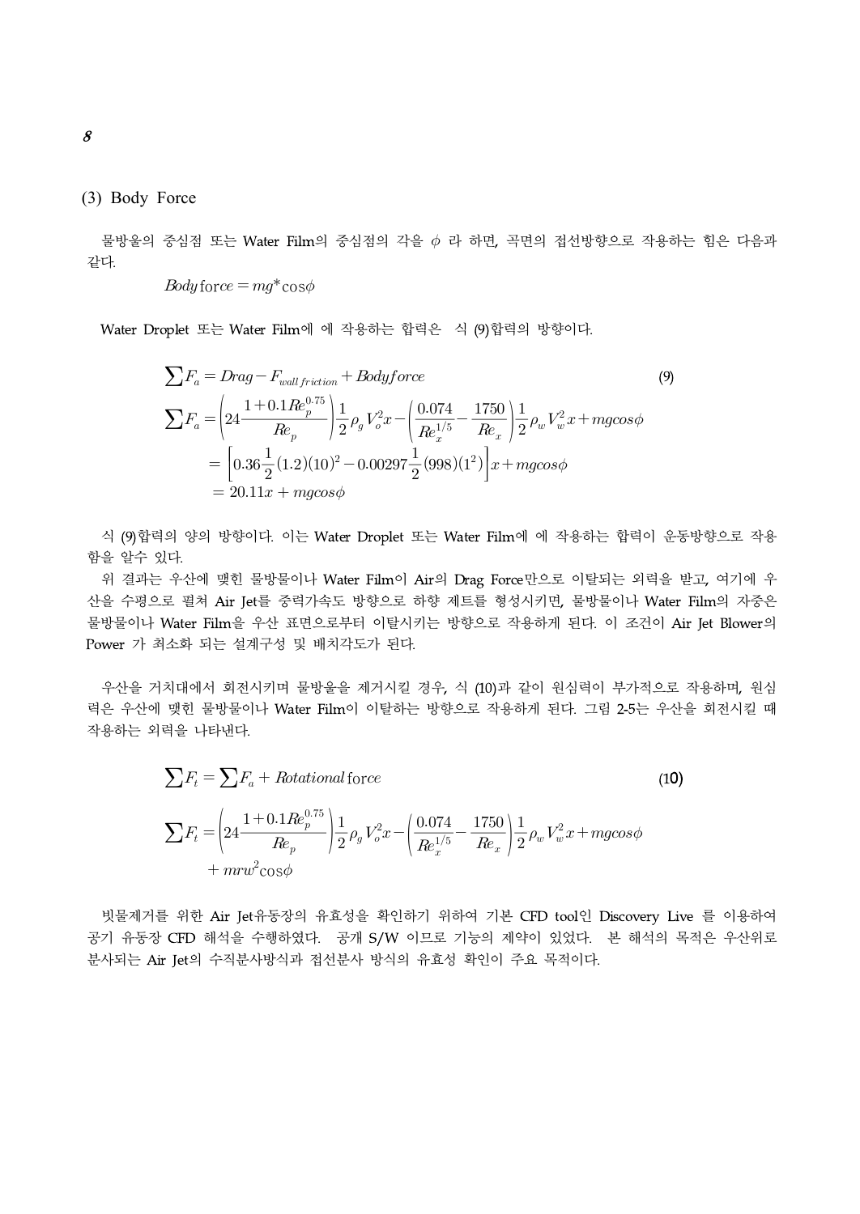### (3) Body Force

물방울의 중심점 또는 Water Film의 중심점의 각을 $\phi$ 라 하면, 곡면의 접선방향으로 작용하는 힘은 다음과 같다.

$$Body\,\mathrm{force} = mg^{*}\cos\phi$$

Water Droplet 또는 Water Film에 에 작용하는 합력은 식 (9)합력의 방향이다.

$$\sum F_a = Drag - F_{wall\,friction} + Bodyforce \tag{9}$$

$$\sum F_a = \left(24\frac{1+0.1Re_p^{0.75}}{Re_p}\right)\frac{1}{2}\rho_g V_o^2 x - \left(\frac{0.074}{Re_x^{1/5}} - \frac{1750}{Re_x}\right)\frac{1}{2}\rho_w V_w^2 x + mgcos\phi$$
$$= \left[0.36\frac{1}{2}(1.2)(10)^2 - 0.00297\frac{1}{2}(998)(1^2)\right]x + mgcos\phi$$
$$= 20.11x + mgcos\phi$$

식 (9)합력의 양의 방향이다. 이는 Water Droplet 또는 Water Film에 에 작용하는 합력이 운동방향으로 작용함을 알수 있다.

위 결과는 우산에 맺힌 물방물이나 Water Film이 Air의 Drag Force만으로 이탈되는 외력을 받고, 여기에 우산을 수평으로 펼쳐 Air Jet를 중력가속도 방향으로 하향 제트를 형성시키면, 물방물이나 Water Film의 자중은 물방물이나 Water Film을 우산 표면으로부터 이탈시키는 방향으로 작용하게 된다. 이 조건이 Air Jet Blower의 Power 가 최소화 되는 설계구성 및 배치각도가 된다.

우산을 거치대에서 회전시키며 물방울을 제거시킬 경우, 식 (10)과 같이 원심력이 부가적으로 작용하며, 원심력은 우산에 맺힌 물방물이나 Water Film이 이탈하는 방향으로 작용하게 된다. 그림 2-5는 우산을 회전시킬 때 작용하는 외력을 나타낸다.

$$\sum F_t = \sum F_a + Rotational\,\mathrm{force} \tag{10}$$

$$\sum F_t = \left(24\frac{1+0.1Re_p^{0.75}}{Re_p}\right)\frac{1}{2}\rho_g V_o^2 x - \left(\frac{0.074}{Re_x^{1/5}} - \frac{1750}{Re_x}\right)\frac{1}{2}\rho_w V_w^2 x + mgcos\phi$$
$$+ mrw^2\cos\phi$$

빗물제거를 위한 Air Jet유동장의 유효성을 확인하기 위하여 기본 CFD tool인 Discovery Live 를 이용하여 공기 유동장 CFD 해석을 수행하였다. 공개 S/W 이므로 기능의 제약이 있었다. 본 해석의 목적은 우산위로 분사되는 Air Jet의 수직분사방식과 접선분사 방식의 유효성 확인이 주요 목적이다.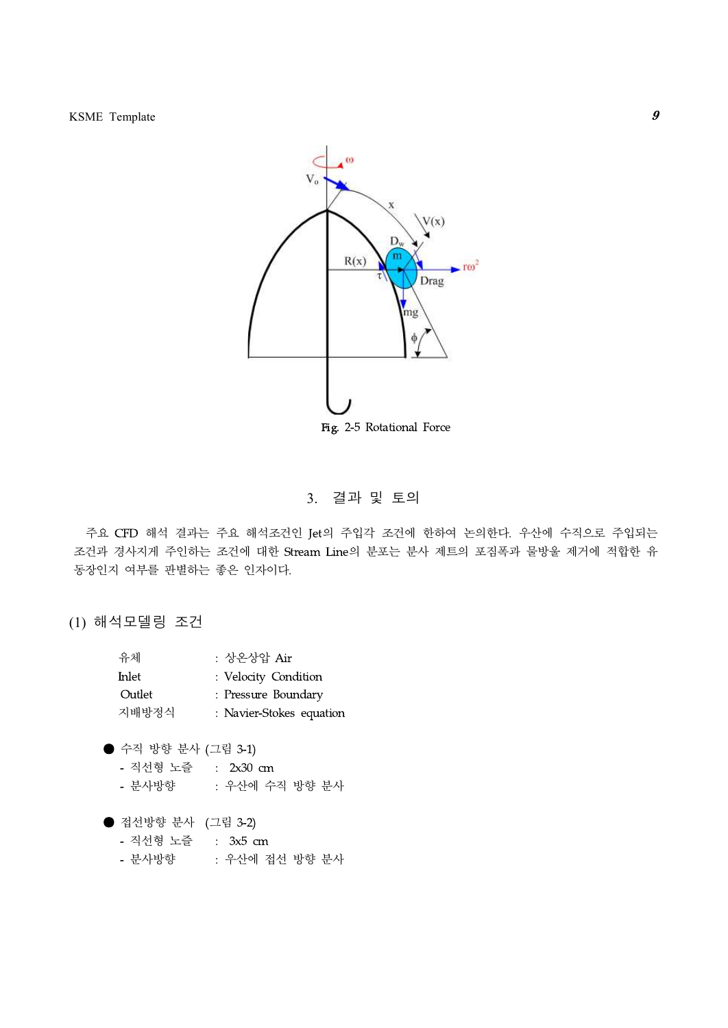Fig. 2-5 Rotational Force

## 3. 결과 및 토의

주요 CFD 해석 결과는 주요 해석조건인 Jet의 주입각 조건에 한하여 논의한다. 우산에 수직으로 주입되는 조건과 경사지게 주입하는 조건에 대한 Stream Line의 분포는 분사 제트의 포집폭과 물방울 제거에 적합한 유동장인지 여부를 판별하는 좋은 인자이다.

### (1) 해석모델링 조건

| | |
|---|---|
| 유체 | : 상온상압 Air |
| Inlet | : Velocity Condition |
| Outlet | : Pressure Boundary |
| 지배방정식 | : Navier-Stokes equation |

● 수직 방향 분사 (그림 3-1)

- 직선형 노즐 : 2x30 cm
- 분사방향 : 우산에 수직 방향 분사

● 접선방향 분사 (그림 3-2)

- 직선형 노즐 : 3x5 cm
- 분사방향 : 우산에 접선 방향 분사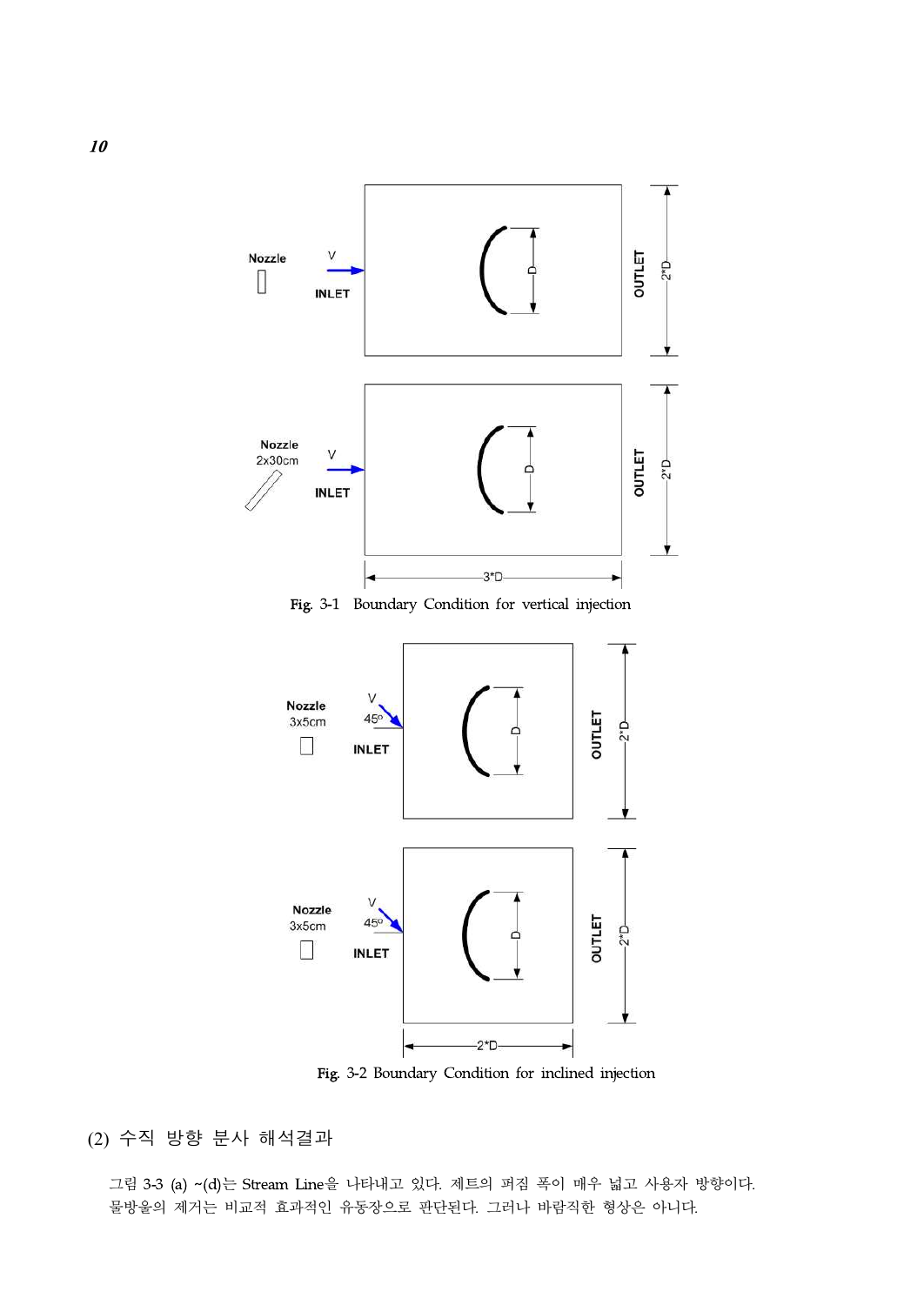Fig. 3-1 Boundary Condition for vertical injection

Fig. 3-2 Boundary Condition for inclined injection

## (2) 수직 방향 분사 해석결과

그림 3-3 (a) ~(d)는 Stream Line을 나타내고 있다. 제트의 퍼짐 폭이 매우 넓고 사용자 방향이다. 물방울의 제거는 비교적 효과적인 유동장으로 판단된다. 그러나 바람직한 형상은 아니다.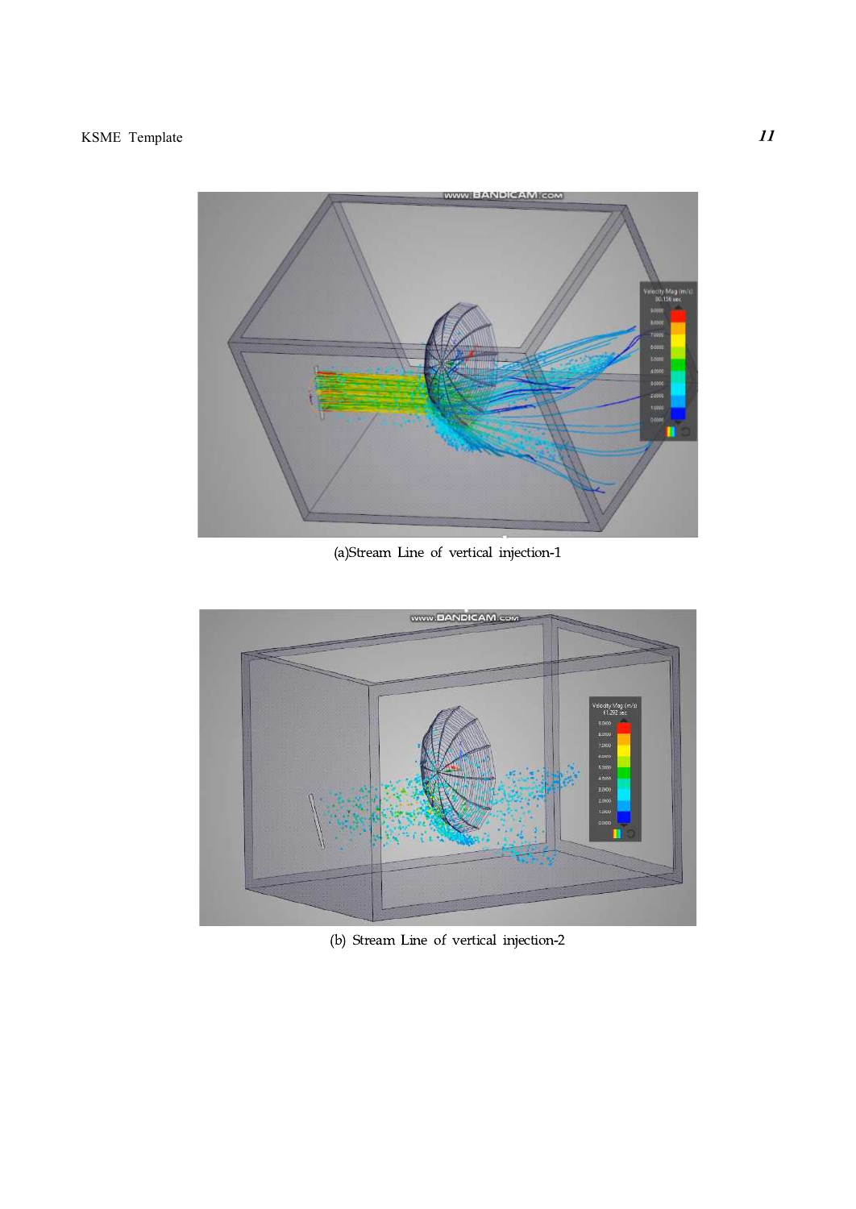(a)Stream Line of vertical injection-1

(b) Stream Line of vertical injection-2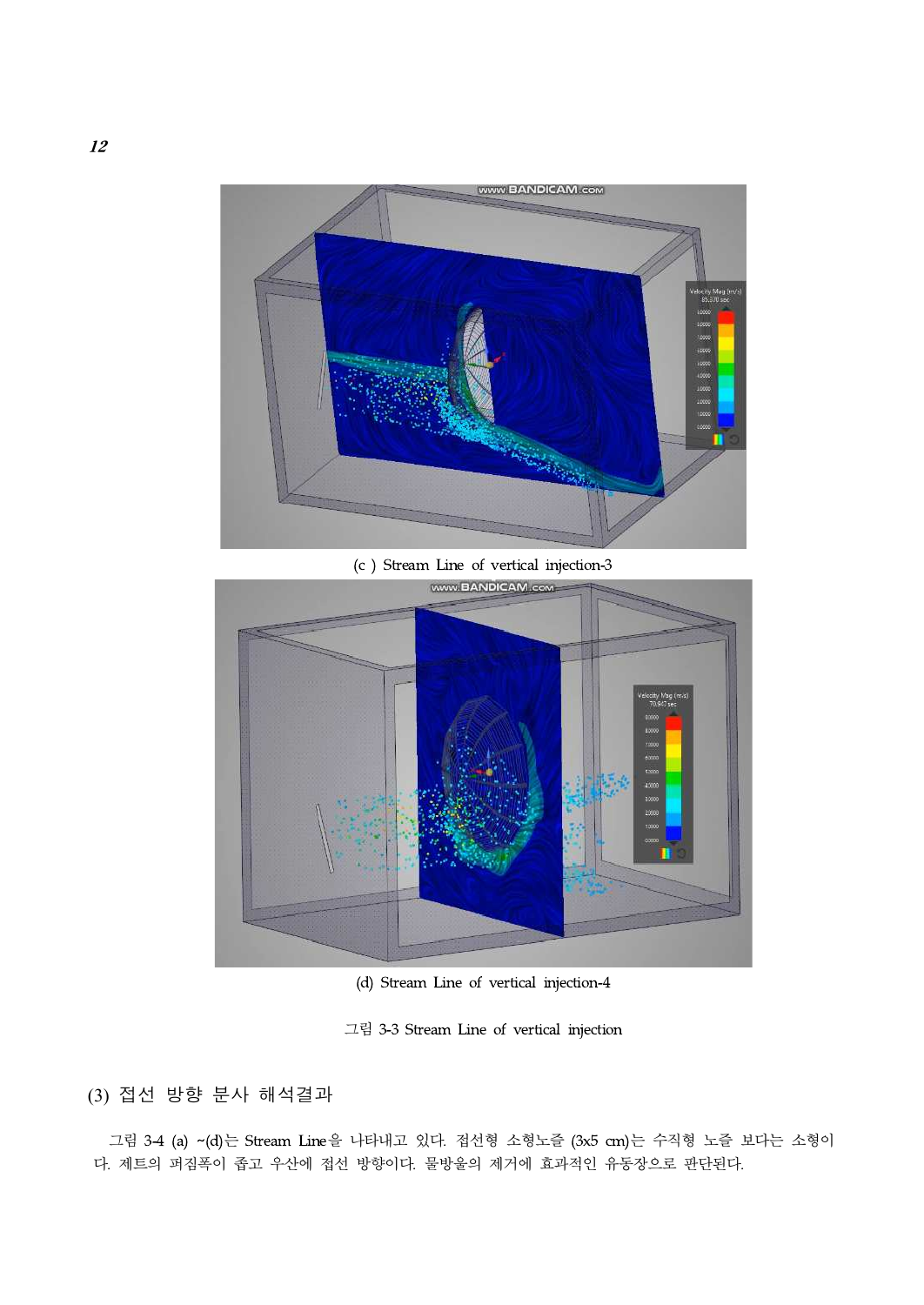(c ) Stream Line of vertical injection-3

(d) Stream Line of vertical injection-4

그림 3-3 Stream Line of vertical injection

### (3) 접선 방향 분사 해석결과

그림 3-4 (a) ~(d)는 Stream Line을 나타내고 있다. 접선형 소형노즐 (3x5 cm)는 수직형 노즐 보다는 소형이다. 제트의 퍼짐폭이 좁고 우산에 접선 방향이다. 물방울의 제거에 효과적인 유동장으로 판단된다.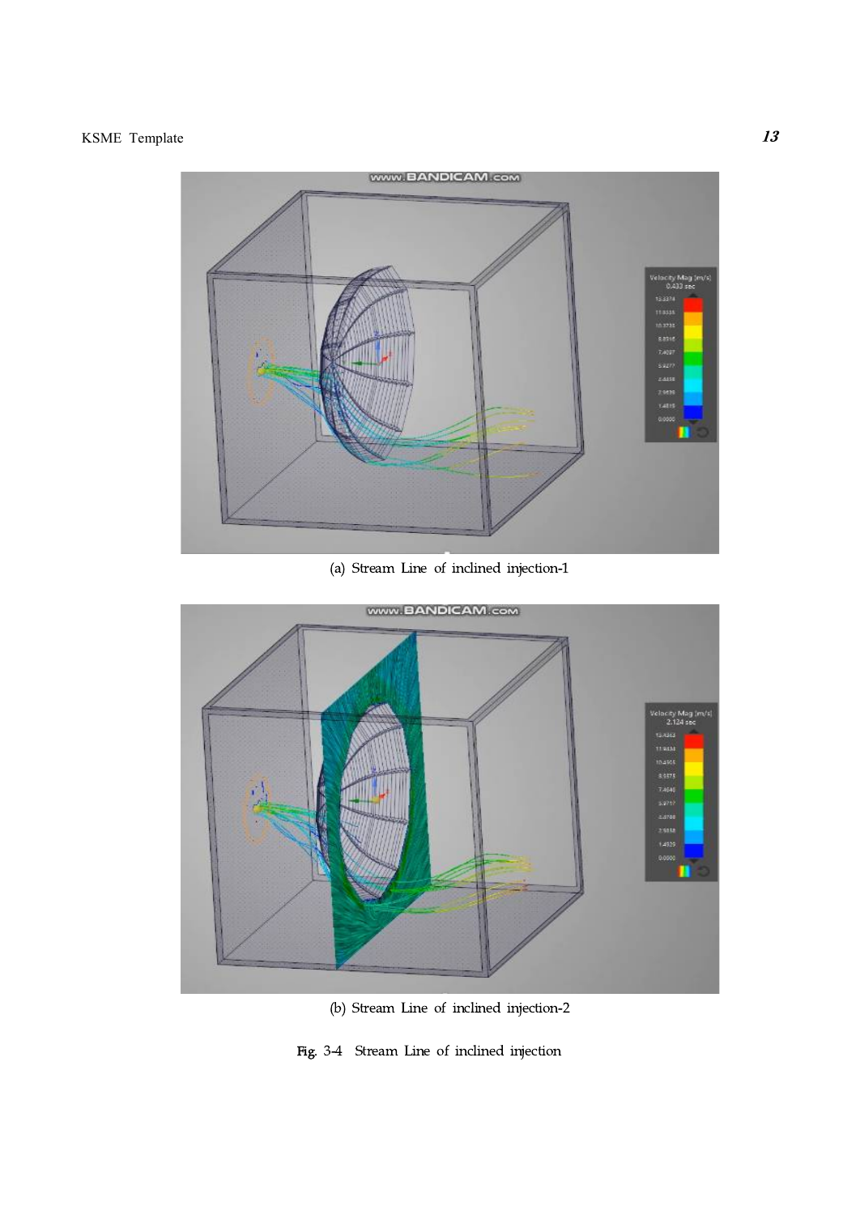(a) Stream Line of inclined injection-1

(b) Stream Line of inclined injection-2

Fig. 3-4 Stream Line of inclined injection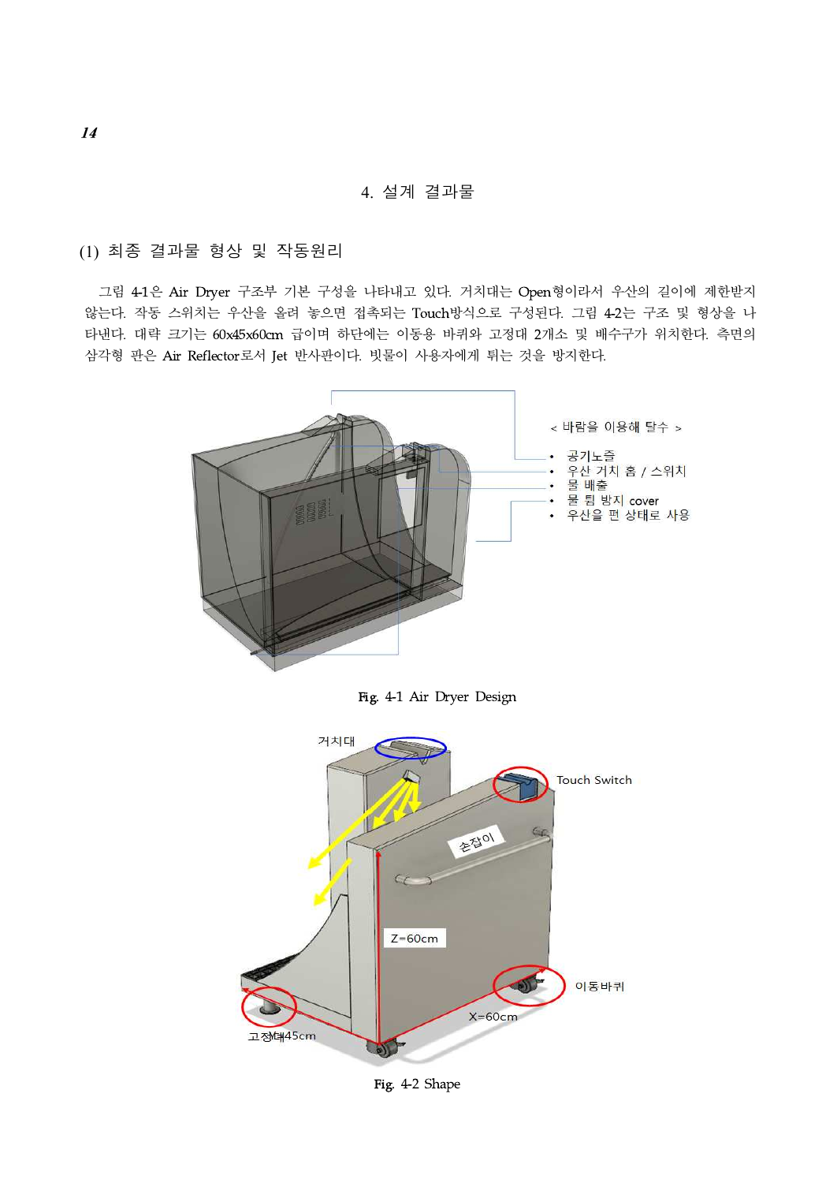## 4. 설계 결과물

### (1) 최종 결과물 형상 및 작동원리

그림 4-1은 Air Dryer 구조부 기본 구성을 나타내고 있다. 거치대는 Open형이라서 우산의 길이에 제한받지 않는다. 작동 스위치는 우산을 올려 놓으면 접촉되는 Touch방식으로 구성된다. 그림 4-2는 구조 및 형상을 나타낸다. 대략 크기는 60x45x60cm 급이며 하단에는 이동용 바퀴와 고정대 2개소 및 배수구가 위치한다. 측면의 삼각형 판은 Air Reflector로서 Jet 반사판이다. 빗물이 사용자에게 튀는 것을 방지한다.

< 바람을 이용해 탈수 >

- 공기노즐
- 우산 거치 홈 / 스위치
- 물 배출
- 물 튐 방지 cover
- 우산을 편 상태로 사용

Fig. 4-1 Air Dryer Design

거치대

Touch Switch

손잡이

Z=60cm

이동바퀴

X=60cm

고정대

Y=45cm

Fig. 4-2 Shape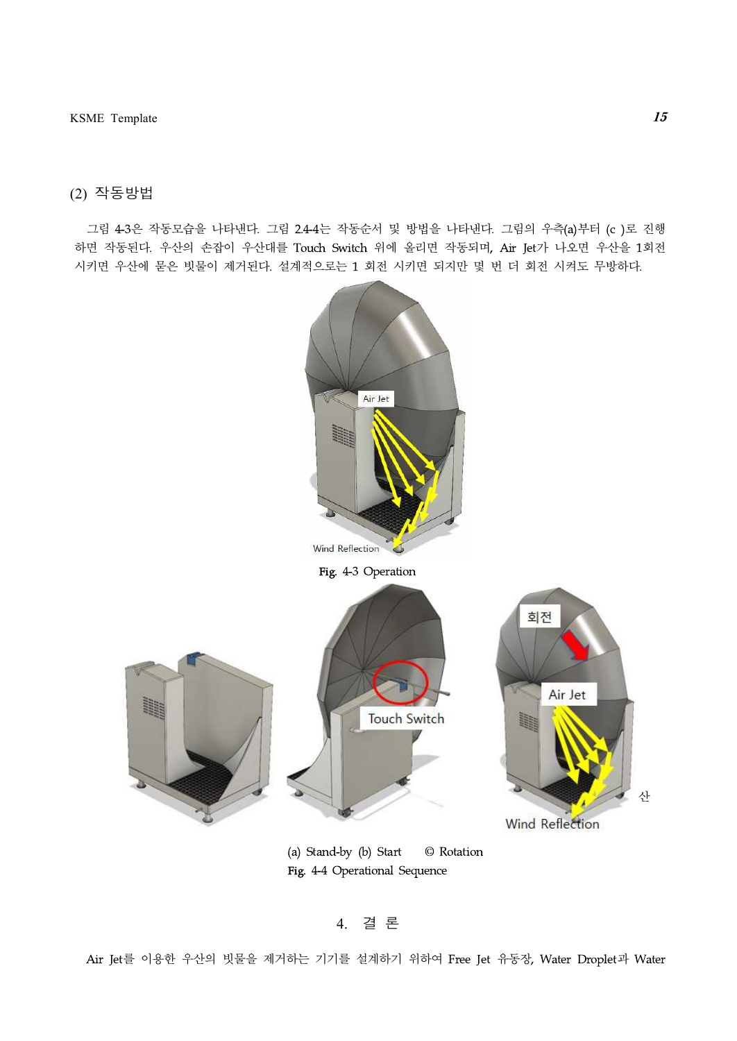## (2) 작동방법

그림 4-3은 작동모습을 나타낸다. 그림 2.4-4는 작동순서 및 방법을 나타낸다. 그림의 우측(a)부터 (c )로 진행하면 작동된다. 우산의 손잡이 우산대를 Touch Switch 위에 올리면 작동되며, Air Jet가 나오면 우산을 1회전 시키면 우산에 묻은 빗물이 제거된다. 설계적으로는 1 회전 시키면 되지만 몇 번 더 회전 시켜도 무방하다.

Fig. 4-3 Operation

(a) Stand-by (b) Start © Rotation

Fig. 4-4 Operational Sequence

# 4. 결 론

Air Jet를 이용한 우산의 빗물을 제거하는 기기를 설계하기 위하여 Free Jet 유동장, Water Droplet과 Water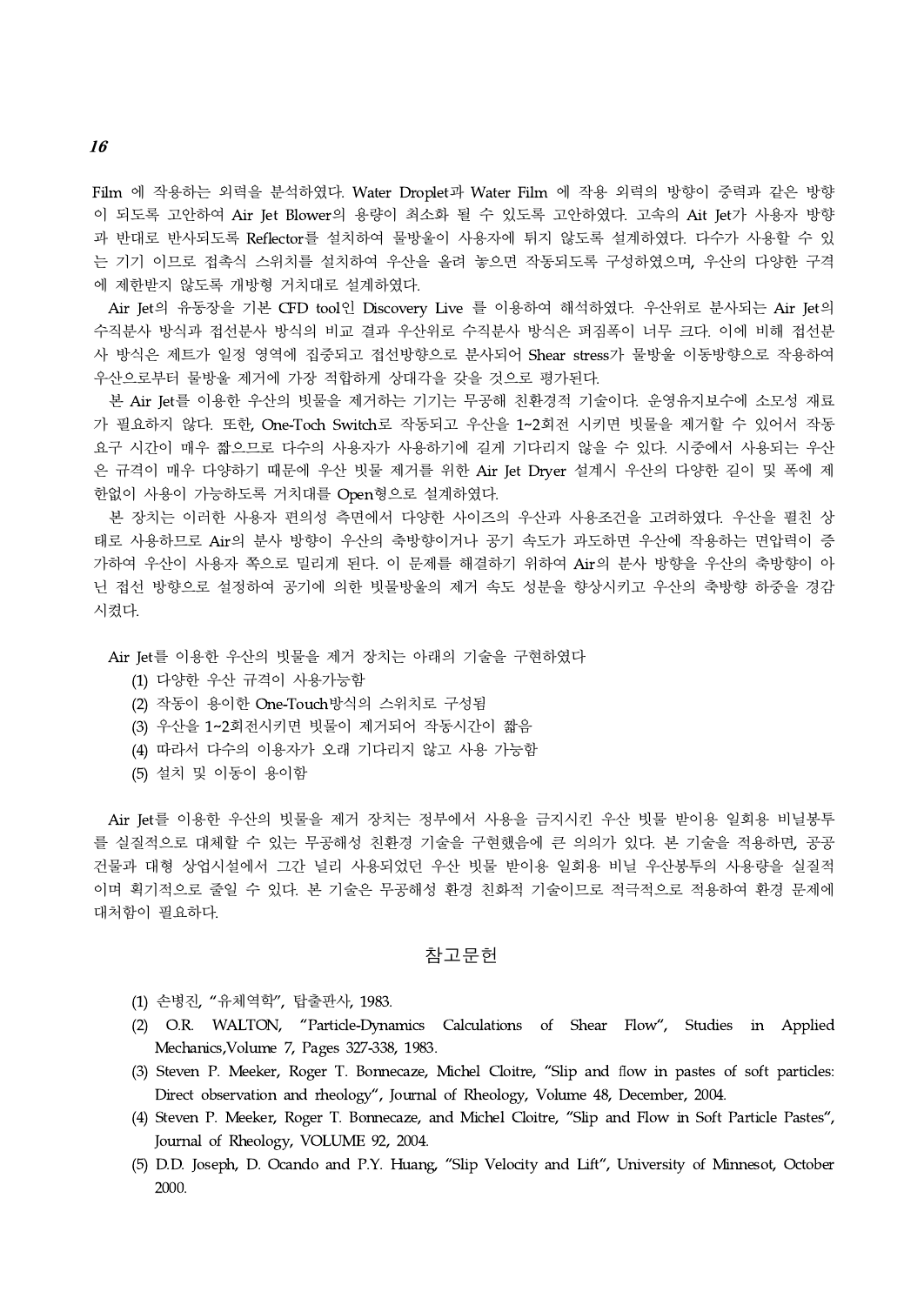Film 에 작용하는 외력을 분석하였다. Water Droplet과 Water Film 에 작용 외력의 방향이 중력과 같은 방향이 되도록 고안하여 Air Jet Blower의 용량이 최소화 될 수 있도록 고안하였다. 고속의 Ait Jet가 사용자 방향과 반대로 반사되도록 Reflector를 설치하여 물방울이 사용자에 튀지 않도록 설계하였다. 다수가 사용할 수 있는 기기 이므로 접촉식 스위치를 설치하여 우산을 올려 놓으면 작동되도록 구성하였으며, 우산의 다양한 구격에 제한받지 않도록 개방형 거치대로 설계하였다.

Air Jet의 유동장을 기본 CFD tool인 Discovery Live 를 이용하여 해석하였다. 우산위로 분사되는 Air Jet의 수직분사 방식과 접선분사 방식의 비교 결과 우산위로 수직분사 방식은 퍼짐폭이 너무 크다. 이에 비해 접선분사 방식은 제트가 일정 영역에 집중되고 접선방향으로 분사되어 Shear stress가 물방울 이동방향으로 작용하여 우산으로부터 물방울 제거에 가장 적합하게 상대각을 갖을 것으로 평가된다.

본 Air Jet를 이용한 우산의 빗물을 제거하는 기기는 무공해 친환경적 기술이다. 운영유지보수에 소모성 재료가 필요하지 않다. 또한, One-Toch Switch로 작동되고 우산을 1~2회전 시키면 빗물을 제거할 수 있어서 작동요구 시간이 매우 짧으므로 다수의 사용자가 사용하기에 길게 기다리지 않을 수 있다. 시중에서 사용되는 우산은 규격이 매우 다양하기 때문에 우산 빗물 제거를 위한 Air Jet Dryer 설계시 우산의 다양한 길이 및 폭에 제한없이 사용이 가능하도록 거치대를 Open형으로 설계하였다.

본 장치는 이러한 사용자 편의성 측면에서 다양한 사이즈의 우산과 사용조건을 고려하였다. 우산을 펼친 상태로 사용하므로 Air의 분사 방향이 우산의 축방향이거나 공기 속도가 과도하면 우산에 작용하는 면압력이 증가하여 우산이 사용자 쪽으로 밀리게 된다. 이 문제를 해결하기 위하여 Air의 분사 방향을 우산의 축방향이 아닌 접선 방향으로 설정하여 공기에 의한 빗물방울의 제거 속도 성분을 향상시키고 우산의 축방향 하중을 경감시켰다.

Air Jet를 이용한 우산의 빗물을 제거 장치는 아래의 기술을 구현하였다

(1) 다양한 우산 규격이 사용가능함
(2) 작동이 용이한 One-Touch방식의 스위치로 구성됨
(3) 우산을 1~2회전시키면 빗물이 제거되어 작동시간이 짧음
(4) 따라서 다수의 이용자가 오래 기다리지 않고 사용 가능함
(5) 설치 및 이동이 용이함

Air Jet를 이용한 우산의 빗물을 제거 장치는 정부에서 사용을 금지시킨 우산 빗물 받이용 일회용 비닐봉투를 실질적으로 대체할 수 있는 무공해성 친환경 기술을 구현했음에 큰 의의가 있다. 본 기술을 적용하면, 공공건물과 대형 상업시설에서 그간 널리 사용되었던 우산 빗물 받이용 일회용 비닐 우산봉투의 사용량을 실질적이며 획기적으로 줄일 수 있다. 본 기술은 무공해성 환경 친화적 기술이므로 적극적으로 적용하여 환경 문제에 대처함이 필요하다.

## 참고문헌

(1) 손병진, "유체역학", 탑출판사, 1983.
(2) O.R. WALTON, "Particle-Dynamics Calculations of Shear Flow", Studies in Applied Mechanics,Volume 7, Pages 327-338, 1983.
(3) Steven P. Meeker, Roger T. Bonnecaze, Michel Cloitre, "Slip and flow in pastes of soft particles: Direct observation and rheology", Journal of Rheology, Volume 48, December, 2004.
(4) Steven P. Meeker, Roger T. Bonnecaze, and Michel Cloitre, "Slip and Flow in Soft Particle Pastes", Journal of Rheology, VOLUME 92, 2004.
(5) D.D. Joseph, D. Ocando and P.Y. Huang, "Slip Velocity and Lift", University of Minnesot, October 2000.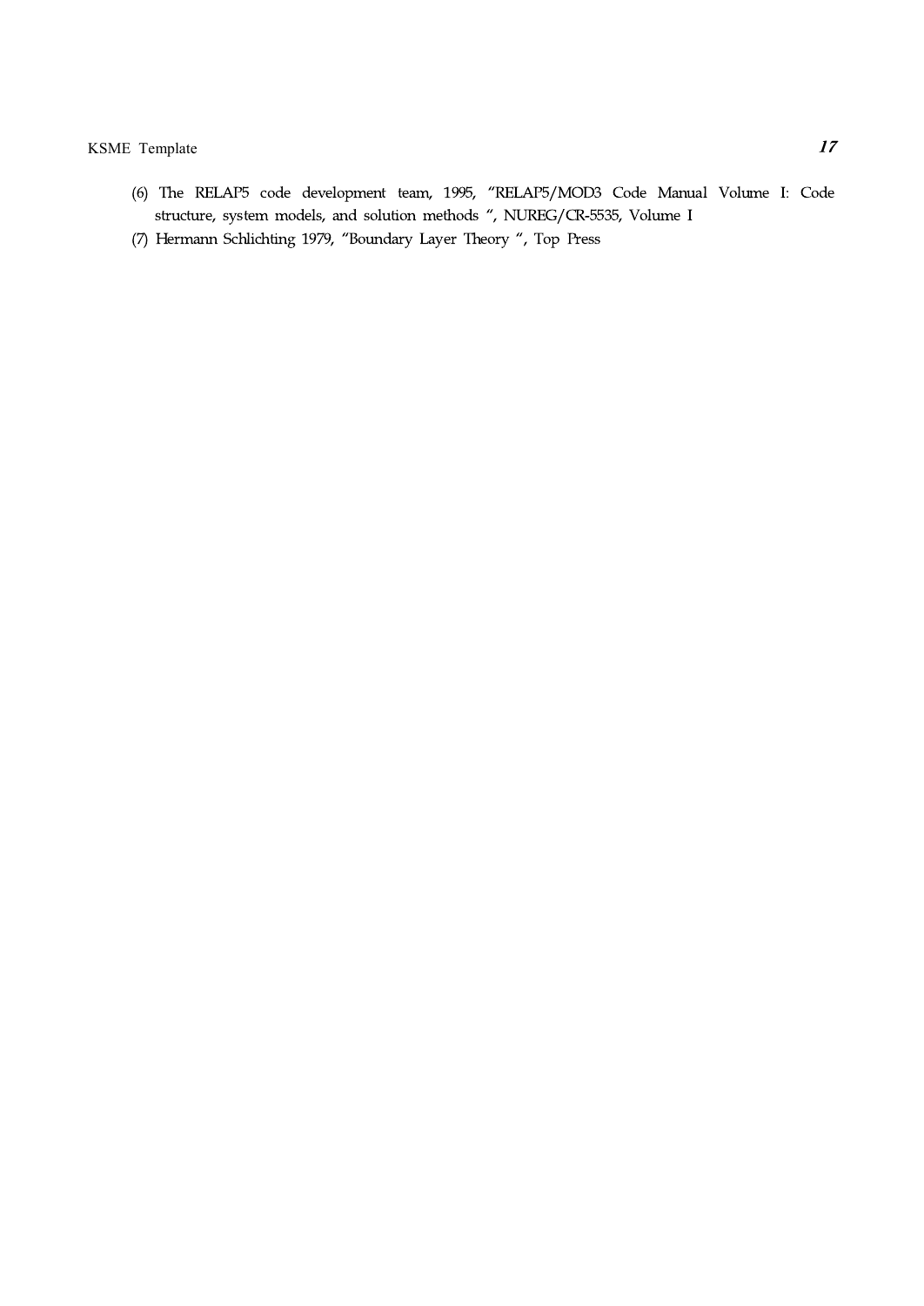(6) The RELAP5 code development team, 1995, "RELAP5/MOD3 Code Manual Volume I: Code structure, system models, and solution methods ", NUREG/CR-5535, Volume I

(7) Hermann Schlichting 1979, "Boundary Layer Theory ", Top Press